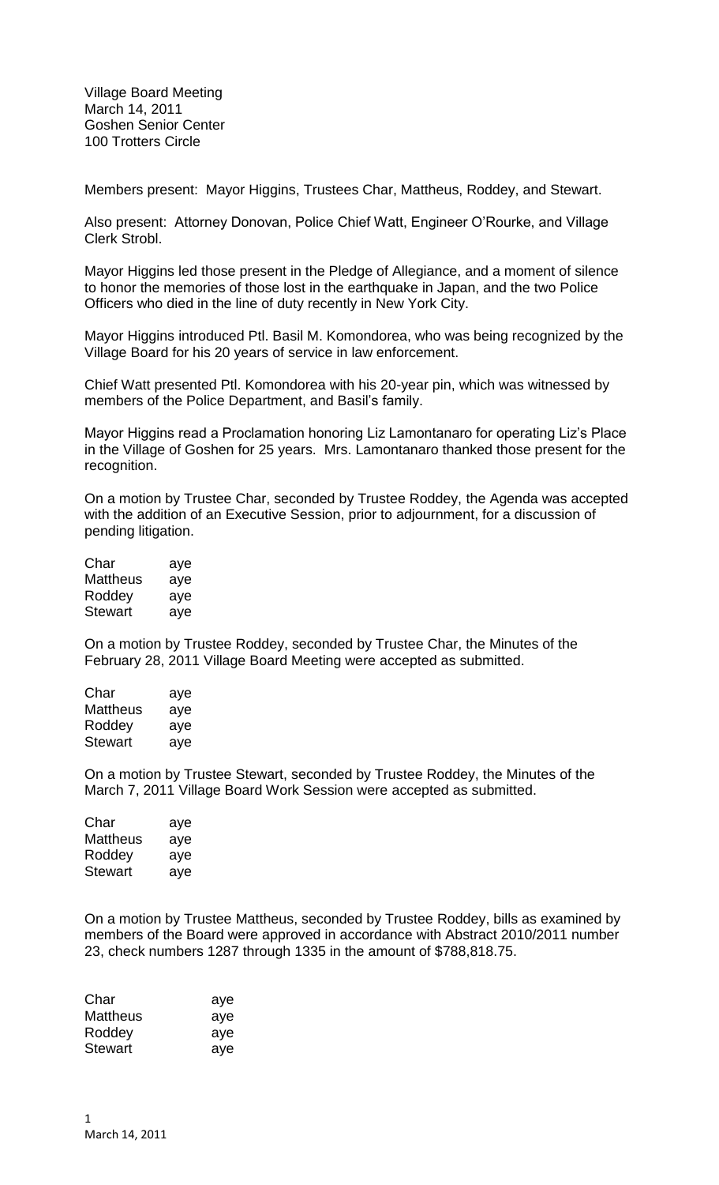Village Board Meeting
March 14, 2011
Goshen Senior Center
100 Trotters Circle

Members present: Mayor Higgins, Trustees Char, Mattheus, Roddey, and Stewart.

Also present: Attorney Donovan, Police Chief Watt, Engineer O'Rourke, and Village Clerk Strobl.

Mayor Higgins led those present in the Pledge of Allegiance, and a moment of silence to honor the memories of those lost in the earthquake in Japan, and the two Police Officers who died in the line of duty recently in New York City.

Mayor Higgins introduced Ptl. Basil M. Komondorea, who was being recognized by the Village Board for his 20 years of service in law enforcement.

Chief Watt presented Ptl. Komondorea with his 20-year pin, which was witnessed by members of the Police Department, and Basil's family.

Mayor Higgins read a Proclamation honoring Liz Lamontanaro for operating Liz's Place in the Village of Goshen for 25 years. Mrs. Lamontanaro thanked those present for the recognition.

On a motion by Trustee Char, seconded by Trustee Roddey, the Agenda was accepted with the addition of an Executive Session, prior to adjournment, for a discussion of pending litigation.

| | |
|---|---|
| Char | aye |
| Mattheus | aye |
| Roddey | aye |
| Stewart | aye |

On a motion by Trustee Roddey, seconded by Trustee Char, the Minutes of the February 28, 2011 Village Board Meeting were accepted as submitted.

| | |
|---|---|
| Char | aye |
| Mattheus | aye |
| Roddey | aye |
| Stewart | aye |

On a motion by Trustee Stewart, seconded by Trustee Roddey, the Minutes of the March 7, 2011 Village Board Work Session were accepted as submitted.

| | |
|---|---|
| Char | aye |
| Mattheus | aye |
| Roddey | aye |
| Stewart | aye |

On a motion by Trustee Mattheus, seconded by Trustee Roddey, bills as examined by members of the Board were approved in accordance with Abstract 2010/2011 number 23, check numbers 1287 through 1335 in the amount of $788,818.75.

| | |
|---|---|
| Char | aye |
| Mattheus | aye |
| Roddey | aye |
| Stewart | aye |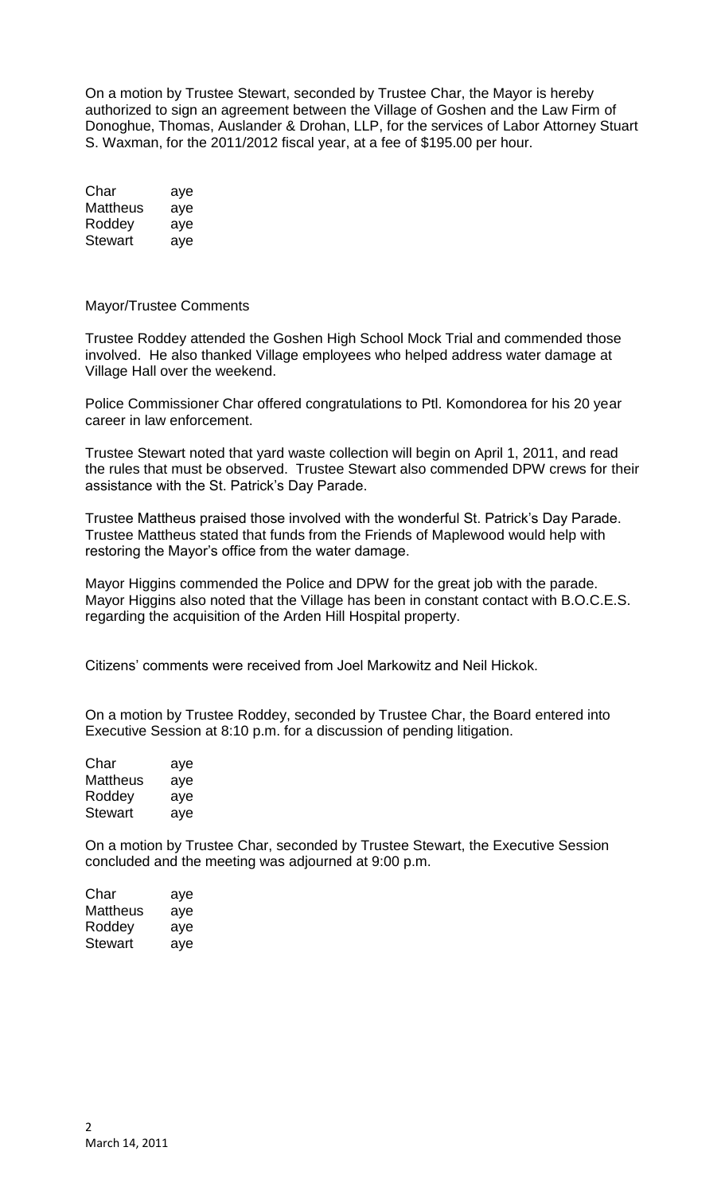On a motion by Trustee Stewart, seconded by Trustee Char, the Mayor is hereby authorized to sign an agreement between the Village of Goshen and the Law Firm of Donoghue, Thomas, Auslander & Drohan, LLP, for the services of Labor Attorney Stuart S. Waxman, for the 2011/2012 fiscal year, at a fee of $195.00 per hour.

| | |
|---|---|
| Char | aye |
| Mattheus | aye |
| Roddey | aye |
| Stewart | aye |

Mayor/Trustee Comments

Trustee Roddey attended the Goshen High School Mock Trial and commended those involved. He also thanked Village employees who helped address water damage at Village Hall over the weekend.

Police Commissioner Char offered congratulations to Ptl. Komondorea for his 20 year career in law enforcement.

Trustee Stewart noted that yard waste collection will begin on April 1, 2011, and read the rules that must be observed. Trustee Stewart also commended DPW crews for their assistance with the St. Patrick's Day Parade.

Trustee Mattheus praised those involved with the wonderful St. Patrick's Day Parade. Trustee Mattheus stated that funds from the Friends of Maplewood would help with restoring the Mayor's office from the water damage.

Mayor Higgins commended the Police and DPW for the great job with the parade. Mayor Higgins also noted that the Village has been in constant contact with B.O.C.E.S. regarding the acquisition of the Arden Hill Hospital property.

Citizens' comments were received from Joel Markowitz and Neil Hickok.

On a motion by Trustee Roddey, seconded by Trustee Char, the Board entered into Executive Session at 8:10 p.m. for a discussion of pending litigation.

| | |
|---|---|
| Char | aye |
| Mattheus | aye |
| Roddey | aye |
| Stewart | aye |

On a motion by Trustee Char, seconded by Trustee Stewart, the Executive Session concluded and the meeting was adjourned at 9:00 p.m.

| | |
|---|---|
| Char | aye |
| Mattheus | aye |
| Roddey | aye |
| Stewart | aye |